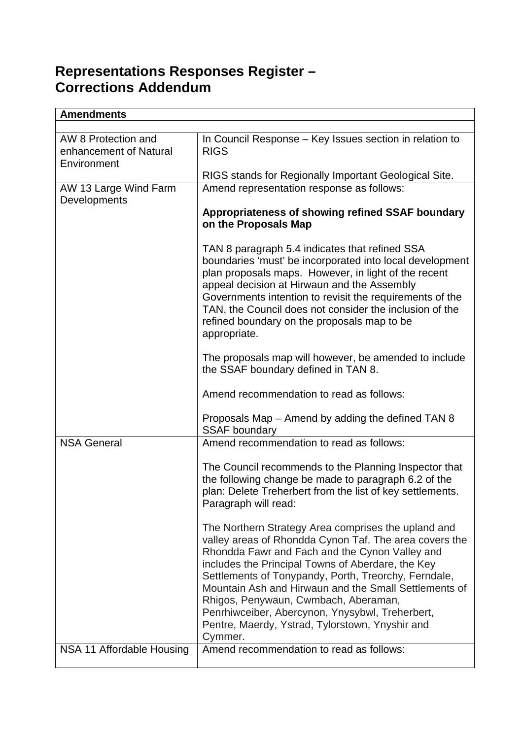# Representations Responses Register – Corrections Addendum

| **Amendments** | |
|---|---|
| | |
| AW 8 Protection and enhancement of Natural Environment | In Council Response – Key Issues section in relation to RIGS<br><br>RIGS stands for Regionally Important Geological Site. |
| AW 13 Large Wind Farm Developments | Amend representation response as follows:<br><br>**Appropriateness of showing refined SSAF boundary on the Proposals Map**<br><br>TAN 8 paragraph 5.4 indicates that refined SSA boundaries 'must' be incorporated into local development plan proposals maps. However, in light of the recent appeal decision at Hirwaun and the Assembly Governments intention to revisit the requirements of the TAN, the Council does not consider the inclusion of the refined boundary on the proposals map to be appropriate.<br><br>The proposals map will however, be amended to include the SSAF boundary defined in TAN 8.<br><br>Amend recommendation to read as follows:<br><br>Proposals Map – Amend by adding the defined TAN 8 SSAF boundary |
| NSA General | Amend recommendation to read as follows:<br><br>The Council recommends to the Planning Inspector that the following change be made to paragraph 6.2 of the plan: Delete Treherbert from the list of key settlements. Paragraph will read:<br><br>The Northern Strategy Area comprises the upland and valley areas of Rhondda Cynon Taf. The area covers the Rhondda Fawr and Fach and the Cynon Valley and includes the Principal Towns of Aberdare, the Key Settlements of Tonypandy, Porth, Treorchy, Ferndale, Mountain Ash and Hirwaun and the Small Settlements of Rhigos, Penywaun, Cwmbach, Aberaman, Penrhiwceiber, Abercynon, Ynysybwl, Treherbert, Pentre, Maerdy, Ystrad, Tylorstown, Ynyshir and Cymmer. |
| NSA 11 Affordable Housing | Amend recommendation to read as follows: |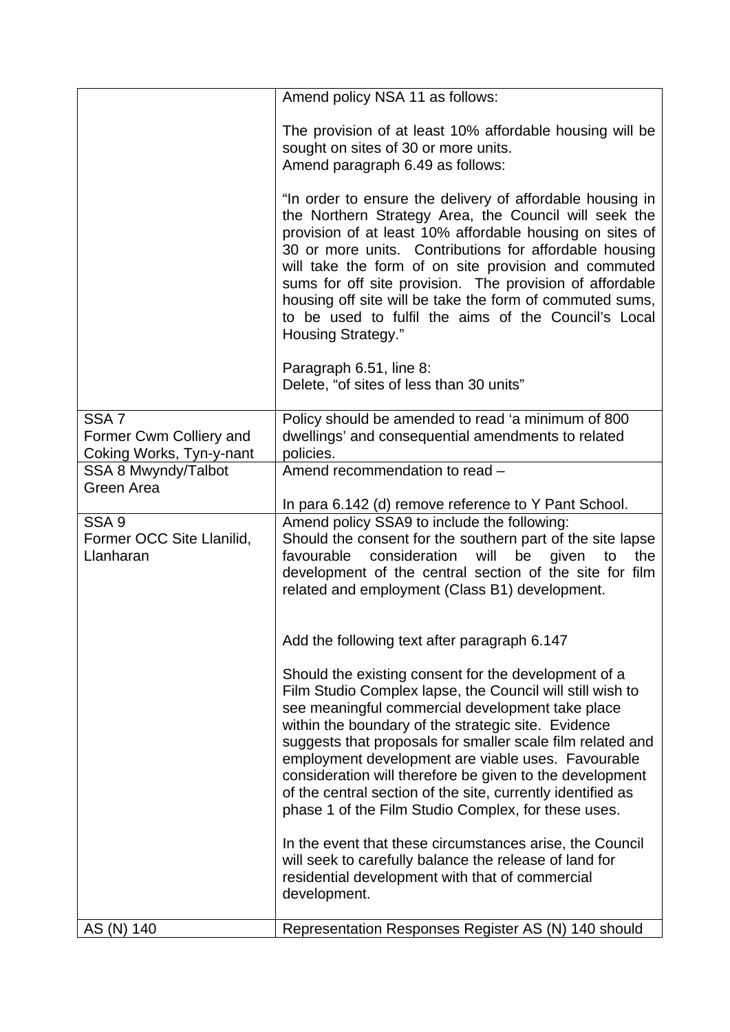| | |
|---|---|
| | Amend policy NSA 11 as follows:<br><br>The provision of at least 10% affordable housing will be sought on sites of 30 or more units.<br>Amend paragraph 6.49 as follows:<br><br>"In order to ensure the delivery of affordable housing in the Northern Strategy Area, the Council will seek the provision of at least 10% affordable housing on sites of 30 or more units. Contributions for affordable housing will take the form of on site provision and commuted sums for off site provision. The provision of affordable housing off site will be take the form of commuted sums, to be used to fulfil the aims of the Council's Local Housing Strategy."<br><br>Paragraph 6.51, line 8:<br>Delete, "of sites of less than 30 units" |
| SSA 7<br>Former Cwm Colliery and Coking Works, Tyn-y-nant | Policy should be amended to read 'a minimum of 800 dwellings' and consequential amendments to related policies. |
| SSA 8 Mwyndy/Talbot Green Area | Amend recommendation to read –<br><br>In para 6.142 (d) remove reference to Y Pant School. |
| SSA 9<br>Former OCC Site Llanilid, Llanharan | Amend policy SSA9 to include the following:<br>Should the consent for the southern part of the site lapse favourable consideration will be given to the development of the central section of the site for film related and employment (Class B1) development.<br><br>Add the following text after paragraph 6.147<br><br>Should the existing consent for the development of a Film Studio Complex lapse, the Council will still wish to see meaningful commercial development take place within the boundary of the strategic site. Evidence suggests that proposals for smaller scale film related and employment development are viable uses. Favourable consideration will therefore be given to the development of the central section of the site, currently identified as phase 1 of the Film Studio Complex, for these uses.<br><br>In the event that these circumstances arise, the Council will seek to carefully balance the release of land for residential development with that of commercial development. |
| AS (N) 140 | Representation Responses Register AS (N) 140 should |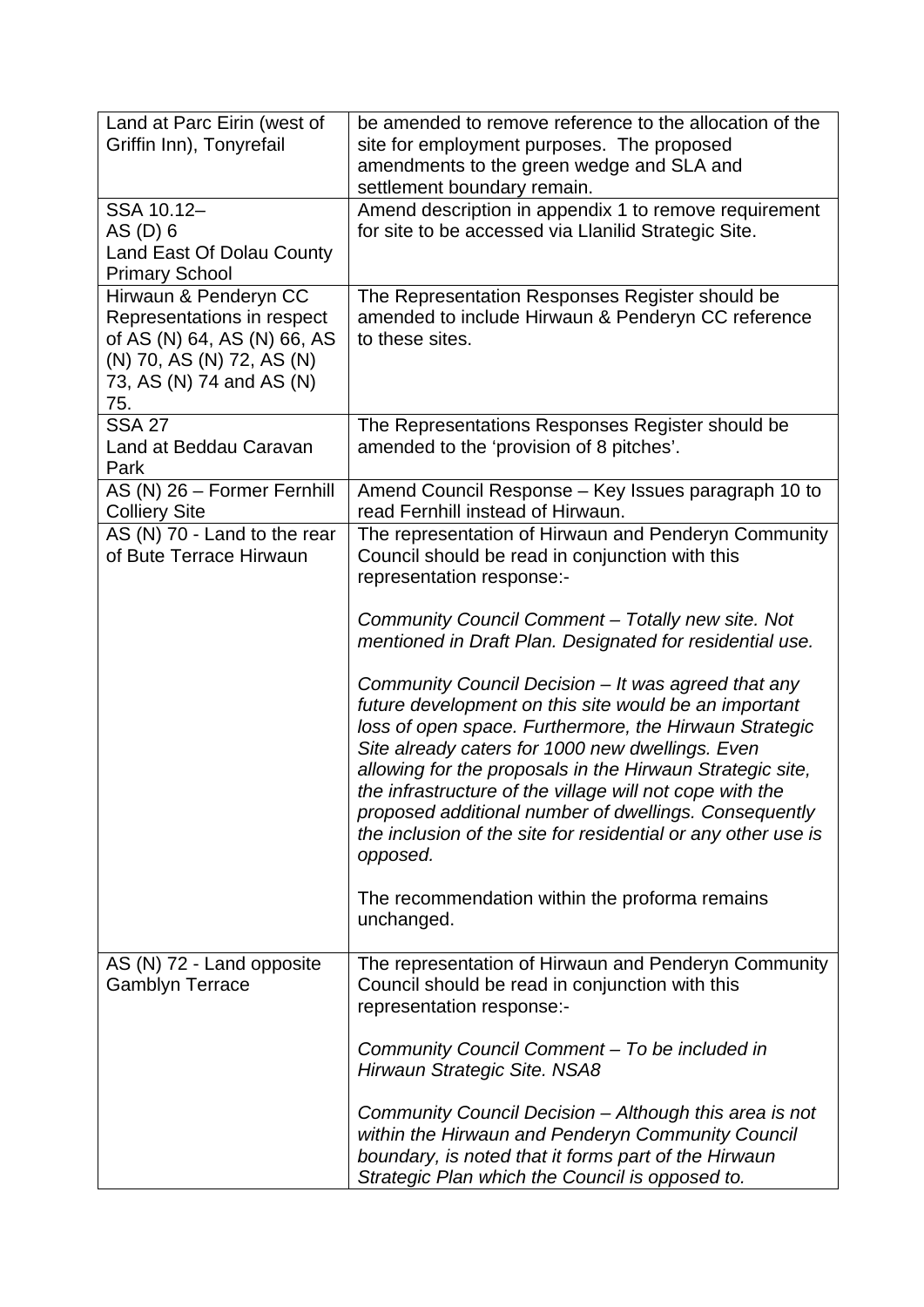| | |
|---|---|
| Land at Parc Eirin (west of Griffin Inn), Tonyrefail | be amended to remove reference to the allocation of the site for employment purposes. The proposed amendments to the green wedge and SLA and settlement boundary remain. |
| SSA 10.12–<br>AS (D) 6<br>Land East Of Dolau County Primary School | Amend description in appendix 1 to remove requirement for site to be accessed via Llanilid Strategic Site. |
| Hirwaun & Penderyn CC Representations in respect of AS (N) 64, AS (N) 66, AS (N) 70, AS (N) 72, AS (N) 73, AS (N) 74 and AS (N) 75. | The Representation Responses Register should be amended to include Hirwaun & Penderyn CC reference to these sites. |
| SSA 27<br>Land at Beddau Caravan Park | The Representations Responses Register should be amended to the 'provision of 8 pitches'. |
| AS (N) 26 – Former Fernhill Colliery Site | Amend Council Response – Key Issues paragraph 10 to read Fernhill instead of Hirwaun. |
| AS (N) 70 - Land to the rear of Bute Terrace Hirwaun | The representation of Hirwaun and Penderyn Community Council should be read in conjunction with this representation response:-<br><br>*Community Council Comment – Totally new site. Not mentioned in Draft Plan. Designated for residential use.*<br><br>*Community Council Decision – It was agreed that any future development on this site would be an important loss of open space. Furthermore, the Hirwaun Strategic Site already caters for 1000 new dwellings. Even allowing for the proposals in the Hirwaun Strategic site, the infrastructure of the village will not cope with the proposed additional number of dwellings. Consequently the inclusion of the site for residential or any other use is opposed.*<br><br>The recommendation within the proforma remains unchanged. |
| AS (N) 72 - Land opposite Gamblyn Terrace | The representation of Hirwaun and Penderyn Community Council should be read in conjunction with this representation response:-<br><br>*Community Council Comment – To be included in Hirwaun Strategic Site. NSA8*<br><br>*Community Council Decision – Although this area is not within the Hirwaun and Penderyn Community Council boundary, is noted that it forms part of the Hirwaun Strategic Plan which the Council is opposed to.* |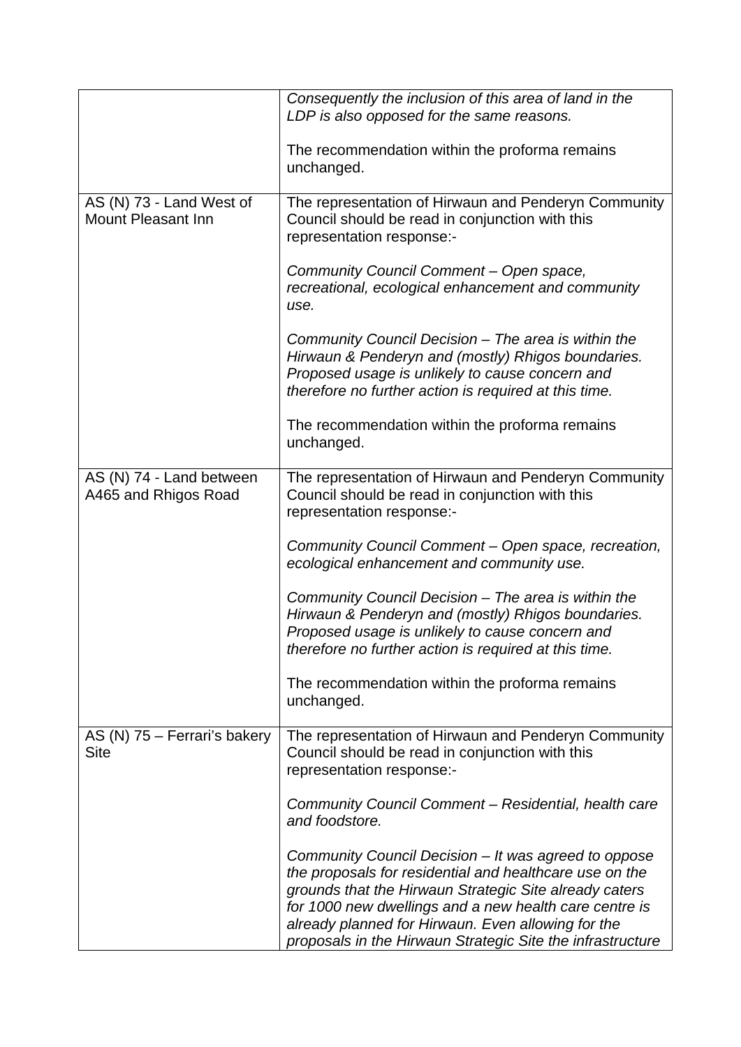| | |
|---|---|
| | *Consequently the inclusion of this area of land in the LDP is also opposed for the same reasons.*<br><br>The recommendation within the proforma remains unchanged. |
| AS (N) 73 - Land West of Mount Pleasant Inn | The representation of Hirwaun and Penderyn Community Council should be read in conjunction with this representation response:-<br><br>*Community Council Comment – Open space, recreational, ecological enhancement and community use.*<br><br>*Community Council Decision – The area is within the Hirwaun & Penderyn and (mostly) Rhigos boundaries. Proposed usage is unlikely to cause concern and therefore no further action is required at this time.*<br><br>The recommendation within the proforma remains unchanged. |
| AS (N) 74 - Land between A465 and Rhigos Road | The representation of Hirwaun and Penderyn Community Council should be read in conjunction with this representation response:-<br><br>*Community Council Comment – Open space, recreation, ecological enhancement and community use.*<br><br>*Community Council Decision – The area is within the Hirwaun & Penderyn and (mostly) Rhigos boundaries. Proposed usage is unlikely to cause concern and therefore no further action is required at this time.*<br><br>The recommendation within the proforma remains unchanged. |
| AS (N) 75 – Ferrari's bakery Site | The representation of Hirwaun and Penderyn Community Council should be read in conjunction with this representation response:-<br><br>*Community Council Comment – Residential, health care and foodstore.*<br><br>*Community Council Decision – It was agreed to oppose the proposals for residential and healthcare use on the grounds that the Hirwaun Strategic Site already caters for 1000 new dwellings and a new health care centre is already planned for Hirwaun. Even allowing for the proposals in the Hirwaun Strategic Site the infrastructure* |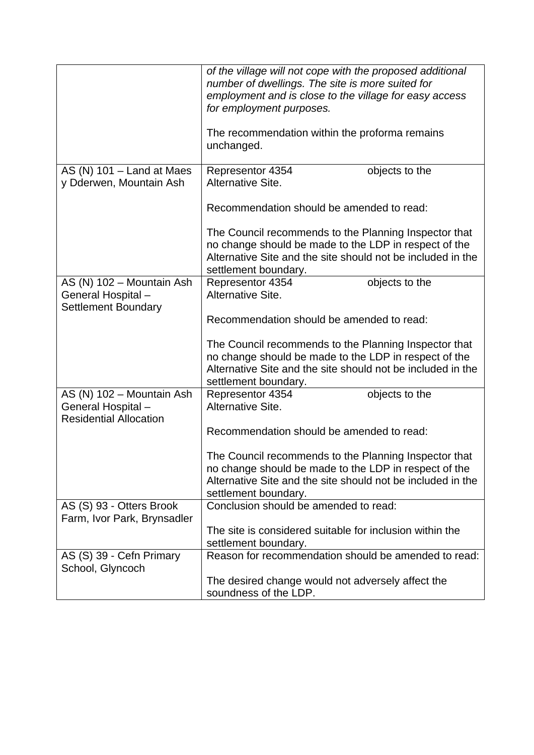| | |
|---|---|
| | *of the village will not cope with the proposed additional number of dwellings. The site is more suited for employment and is close to the village for easy access for employment purposes.*<br><br>The recommendation within the proforma remains unchanged. |
| AS (N) 101 – Land at Maes y Dderwen, Mountain Ash | Representor 4354 objects to the Alternative Site.<br><br>Recommendation should be amended to read:<br><br>The Council recommends to the Planning Inspector that no change should be made to the LDP in respect of the Alternative Site and the site should not be included in the settlement boundary. |
| AS (N) 102 – Mountain Ash General Hospital – Settlement Boundary | Representor 4354 objects to the Alternative Site.<br><br>Recommendation should be amended to read:<br><br>The Council recommends to the Planning Inspector that no change should be made to the LDP in respect of the Alternative Site and the site should not be included in the settlement boundary. |
| AS (N) 102 – Mountain Ash General Hospital – Residential Allocation | Representor 4354 objects to the Alternative Site.<br><br>Recommendation should be amended to read:<br><br>The Council recommends to the Planning Inspector that no change should be made to the LDP in respect of the Alternative Site and the site should not be included in the settlement boundary. |
| AS (S) 93 - Otters Brook Farm, Ivor Park, Brynsadler | Conclusion should be amended to read:<br><br>The site is considered suitable for inclusion within the settlement boundary. |
| AS (S) 39 - Cefn Primary School, Glyncoch | Reason for recommendation should be amended to read:<br><br>The desired change would not adversely affect the soundness of the LDP. |